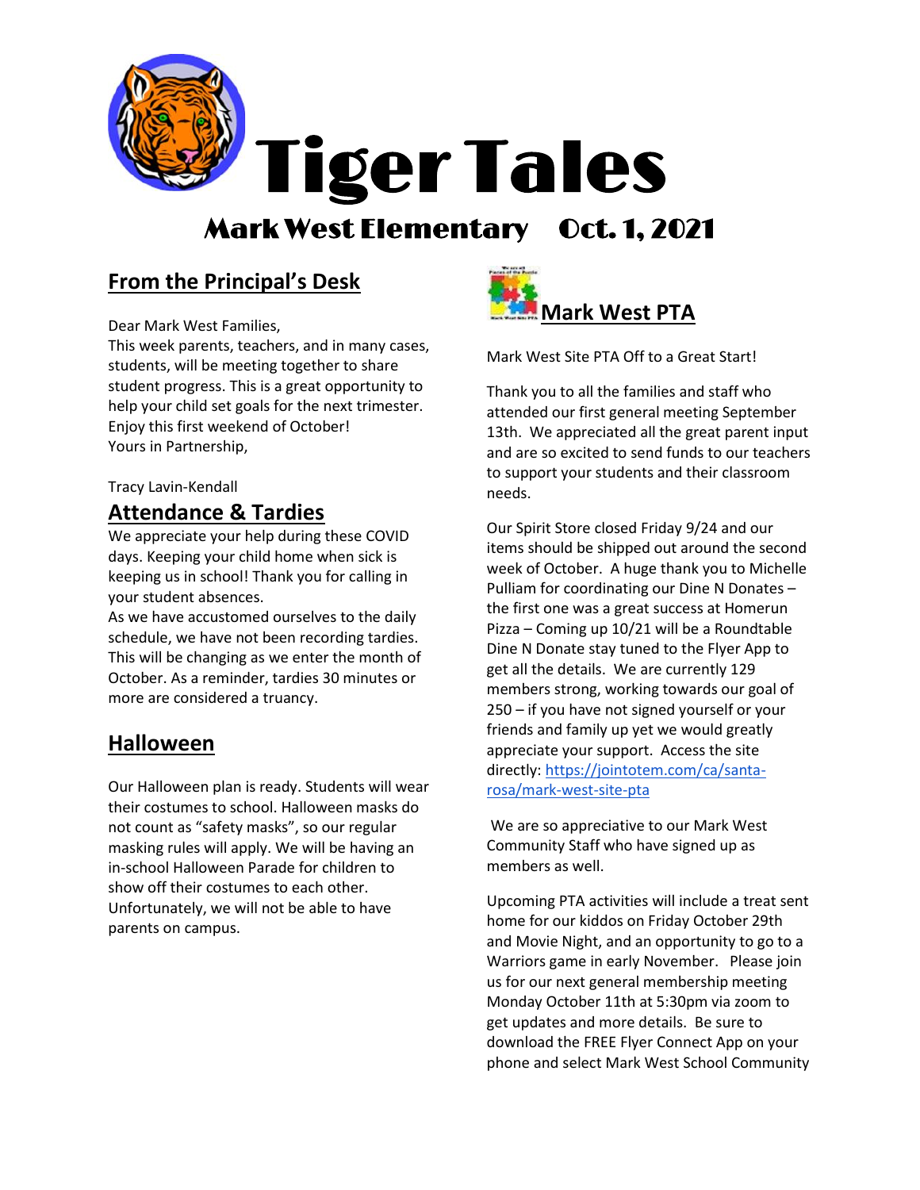# Tiger Tales

## Mark West Elementary    Oct. 1, 2021

## From the Principal's Desk

Dear Mark West Families,
This week parents, teachers, and in many cases, students, will be meeting together to share student progress. This is a great opportunity to help your child set goals for the next trimester. Enjoy this first weekend of October!
Yours in Partnership,

Tracy Lavin-Kendall

## Attendance & Tardies

We appreciate your help during these COVID days. Keeping your child home when sick is keeping us in school! Thank you for calling in your student absences.
As we have accustomed ourselves to the daily schedule, we have not been recording tardies. This will be changing as we enter the month of October. As a reminder, tardies 30 minutes or more are considered a truancy.

## Halloween

Our Halloween plan is ready. Students will wear their costumes to school. Halloween masks do not count as "safety masks", so our regular masking rules will apply. We will be having an in-school Halloween Parade for children to show off their costumes to each other. Unfortunately, we will not be able to have parents on campus.

## Mark West PTA

Mark West Site PTA Off to a Great Start!

Thank you to all the families and staff who attended our first general meeting September 13th. We appreciated all the great parent input and are so excited to send funds to our teachers to support your students and their classroom needs.

Our Spirit Store closed Friday 9/24 and our items should be shipped out around the second week of October. A huge thank you to Michelle Pulliam for coordinating our Dine N Donates – the first one was a great success at Homerun Pizza – Coming up 10/21 will be a Roundtable Dine N Donate stay tuned to the Flyer App to get all the details. We are currently 129 members strong, working towards our goal of 250 – if you have not signed yourself or your friends and family up yet we would greatly appreciate your support. Access the site directly: https://jointotem.com/ca/santa-rosa/mark-west-site-pta

We are so appreciative to our Mark West Community Staff who have signed up as members as well.

Upcoming PTA activities will include a treat sent home for our kiddos on Friday October 29th and Movie Night, and an opportunity to go to a Warriors game in early November. Please join us for our next general membership meeting Monday October 11th at 5:30pm via zoom to get updates and more details. Be sure to download the FREE Flyer Connect App on your phone and select Mark West School Community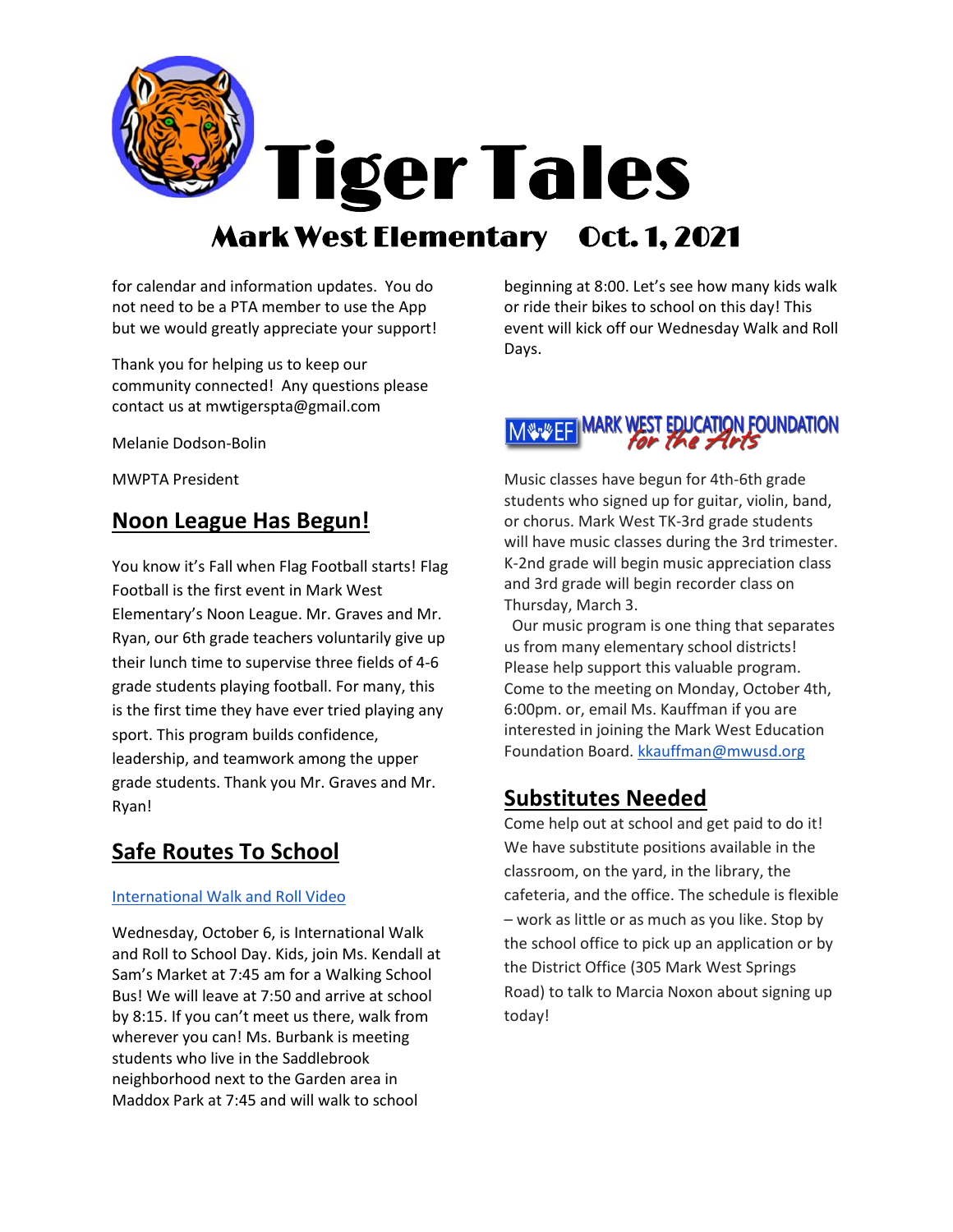# Tiger Tales

## Mark West Elementary Oct. 1, 2021

for calendar and information updates. You do not need to be a PTA member to use the App but we would greatly appreciate your support!

Thank you for helping us to keep our community connected! Any questions please contact us at mwtigerspta@gmail.com

Melanie Dodson-Bolin

MWPTA President

## Noon League Has Begun!

You know it's Fall when Flag Football starts! Flag Football is the first event in Mark West Elementary's Noon League. Mr. Graves and Mr. Ryan, our 6th grade teachers voluntarily give up their lunch time to supervise three fields of 4-6 grade students playing football. For many, this is the first time they have ever tried playing any sport. This program builds confidence, leadership, and teamwork among the upper grade students. Thank you Mr. Graves and Mr. Ryan!

## Safe Routes To School

International Walk and Roll Video

Wednesday, October 6, is International Walk and Roll to School Day. Kids, join Ms. Kendall at Sam's Market at 7:45 am for a Walking School Bus! We will leave at 7:50 and arrive at school by 8:15. If you can't meet us there, walk from wherever you can! Ms. Burbank is meeting students who live in the Saddlebrook neighborhood next to the Garden area in Maddox Park at 7:45 and will walk to school beginning at 8:00. Let's see how many kids walk or ride their bikes to school on this day! This event will kick off our Wednesday Walk and Roll Days.

## MWEF MARK WEST EDUCATION FOUNDATION *for the Arts*

Music classes have begun for 4th-6th grade students who signed up for guitar, violin, band, or chorus. Mark West TK-3rd grade students will have music classes during the 3rd trimester. K-2nd grade will begin music appreciation class and 3rd grade will begin recorder class on Thursday, March 3.

Our music program is one thing that separates us from many elementary school districts! Please help support this valuable program. Come to the meeting on Monday, October 4th, 6:00pm. or, email Ms. Kauffman if you are interested in joining the Mark West Education Foundation Board. kkauffman@mwusd.org

## Substitutes Needed

Come help out at school and get paid to do it! We have substitute positions available in the classroom, on the yard, in the library, the cafeteria, and the office. The schedule is flexible – work as little or as much as you like. Stop by the school office to pick up an application or by the District Office (305 Mark West Springs Road) to talk to Marcia Noxon about signing up today!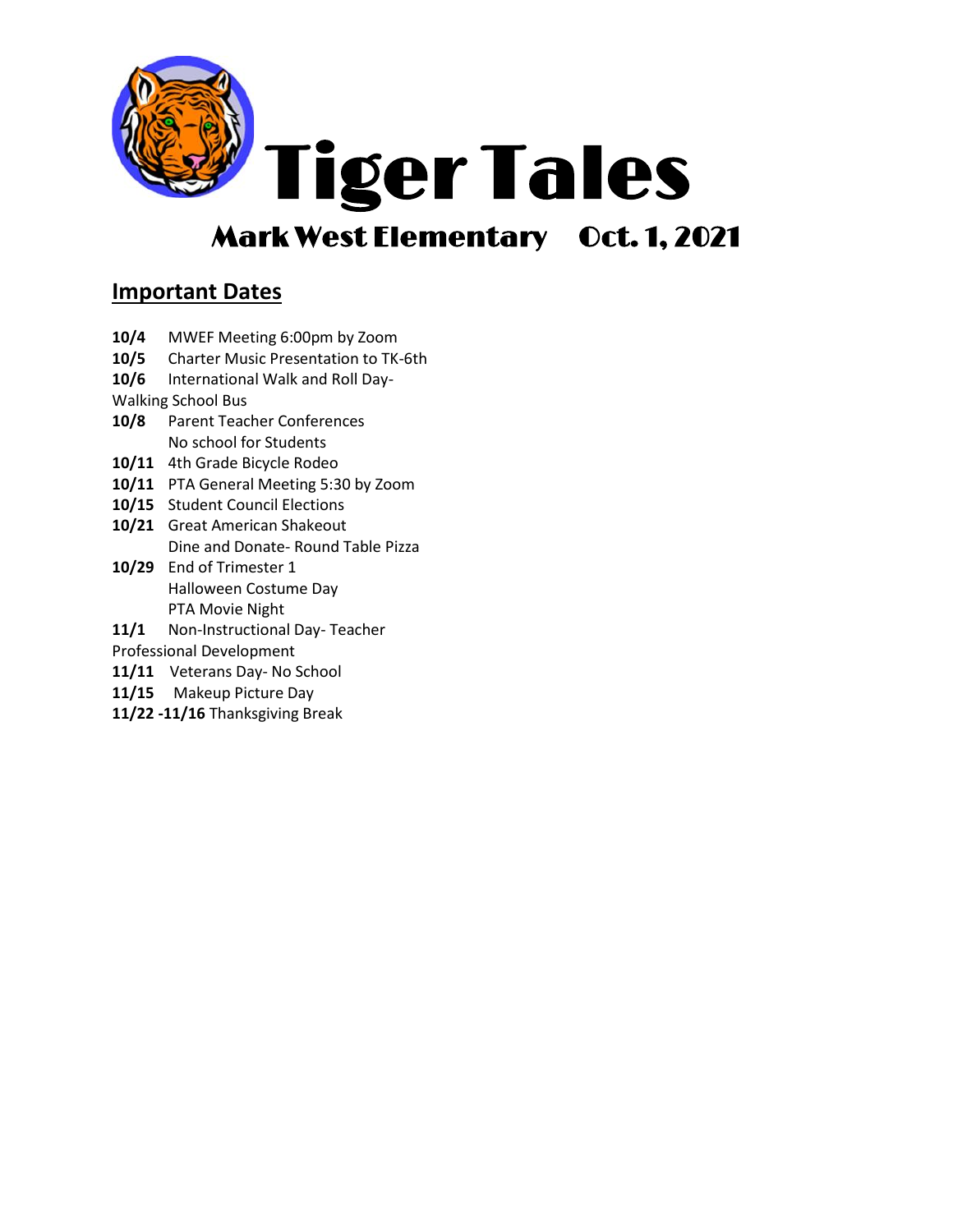# Tiger Tales

## Mark West Elementary Oct. 1, 2021

## Important Dates

**10/4** MWEF Meeting 6:00pm by Zoom
**10/5** Charter Music Presentation to TK-6th
**10/6** International Walk and Roll Day- Walking School Bus
**10/8** Parent Teacher Conferences
No school for Students
**10/11** 4th Grade Bicycle Rodeo
**10/11** PTA General Meeting 5:30 by Zoom
**10/15** Student Council Elections
**10/21** Great American Shakeout
Dine and Donate- Round Table Pizza
**10/29** End of Trimester 1
Halloween Costume Day
PTA Movie Night
**11/1** Non-Instructional Day- Teacher Professional Development
**11/11** Veterans Day- No School
**11/15** Makeup Picture Day
**11/22 -11/16** Thanksgiving Break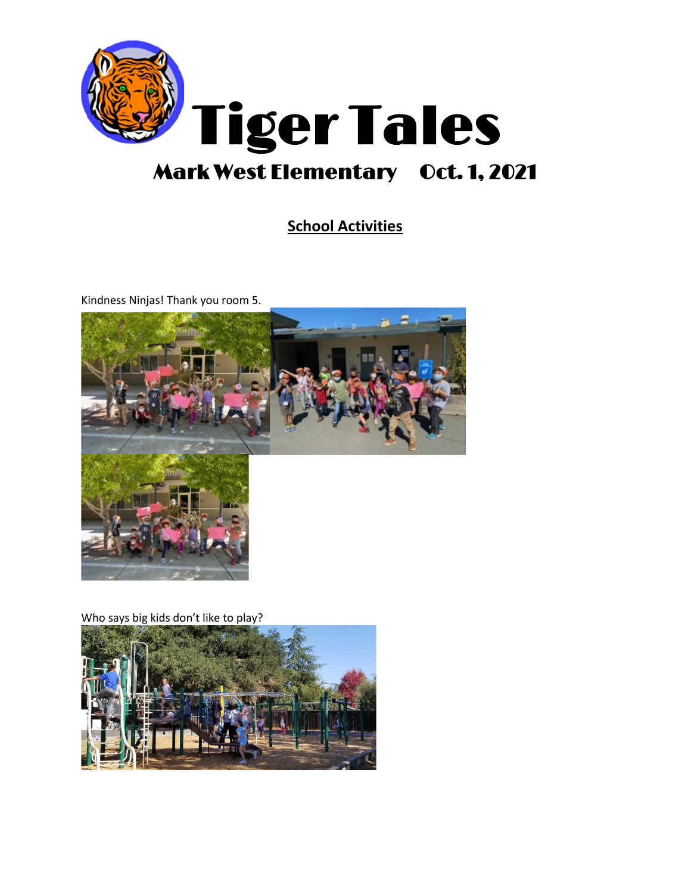# Tiger Tales

## Mark West Elementary    Oct. 1, 2021

**School Activities**

Kindness Ninjas! Thank you room 5.

Who says big kids don't like to play?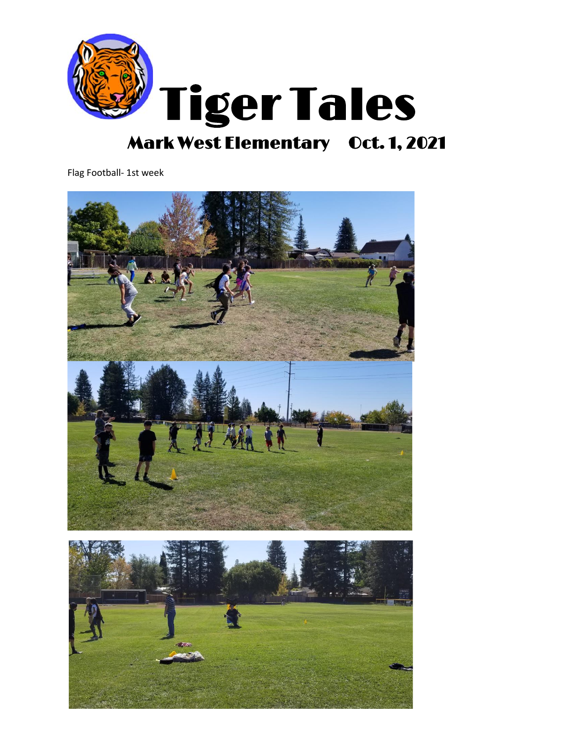# Tiger Tales

## Mark West Elementary Oct. 1, 2021

Flag Football- 1st week